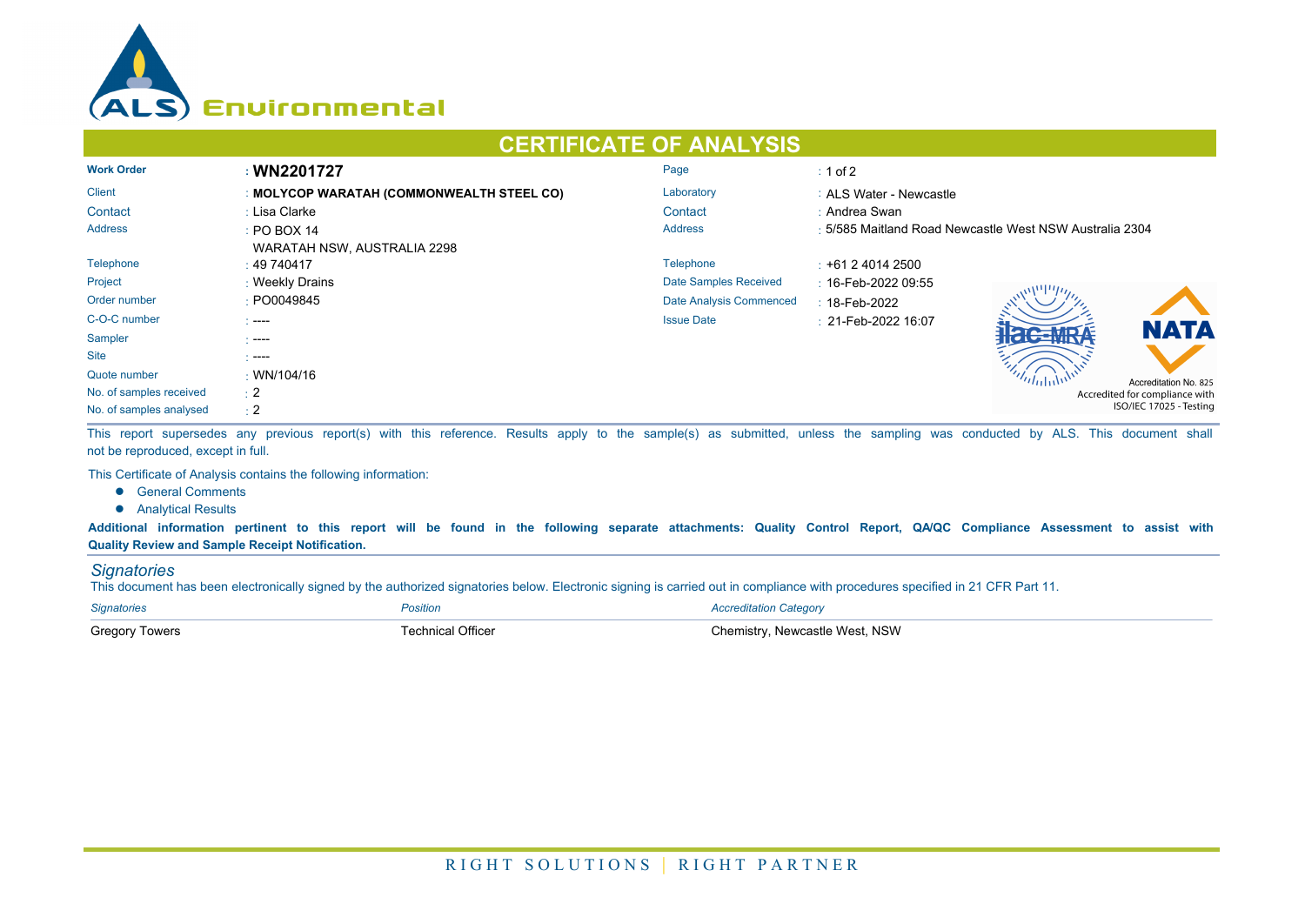ALS Environmental

# CERTIFICATE OF ANALYSIS

| | | | |
|---|---|---|---|
| **Work Order** | : **WN2201727** | Page | : 1 of 2 |
| Client | : **MOLYCOP WARATAH (COMMONWEALTH STEEL CO)** | Laboratory | : ALS Water - Newcastle |
| Contact | : Lisa Clarke | Contact | : Andrea Swan |
| Address | : PO BOX 14 WARATAH NSW, AUSTRALIA 2298 | Address | : 5/585 Maitland Road Newcastle West NSW Australia 2304 |
| Telephone | : 49 740417 | Telephone | : +61 2 4014 2500 |
| Project | : Weekly Drains | Date Samples Received | : 16-Feb-2022 09:55 |
| Order number | : PO0049845 | Date Analysis Commenced | : 18-Feb-2022 |
| C-O-C number | : ---- | Issue Date | : 21-Feb-2022 16:07 |
| Sampler | : ---- | | |
| Site | : ---- | | |
| Quote number | : WN/104/16 | | |
| No. of samples received | : 2 | | |
| No. of samples analysed | : 2 | | |

NATA Accreditation No. 825
Accredited for compliance with ISO/IEC 17025 - Testing

This report supersedes any previous report(s) with this reference. Results apply to the sample(s) as submitted, unless the sampling was conducted by ALS. This document shall not be reproduced, except in full.

This Certificate of Analysis contains the following information:

- General Comments
- Analytical Results

**Additional information pertinent to this report will be found in the following separate attachments: Quality Control Report, QA/QC Compliance Assessment to assist with Quality Review and Sample Receipt Notification.**

## *Signatories*

This document has been electronically signed by the authorized signatories below. Electronic signing is carried out in compliance with procedures specified in 21 CFR Part 11.

| *Signatories* | *Position* | *Accreditation Category* |
|---|---|---|
| Gregory Towers | Technical Officer | Chemistry, Newcastle West, NSW |

RIGHT SOLUTIONS | RIGHT PARTNER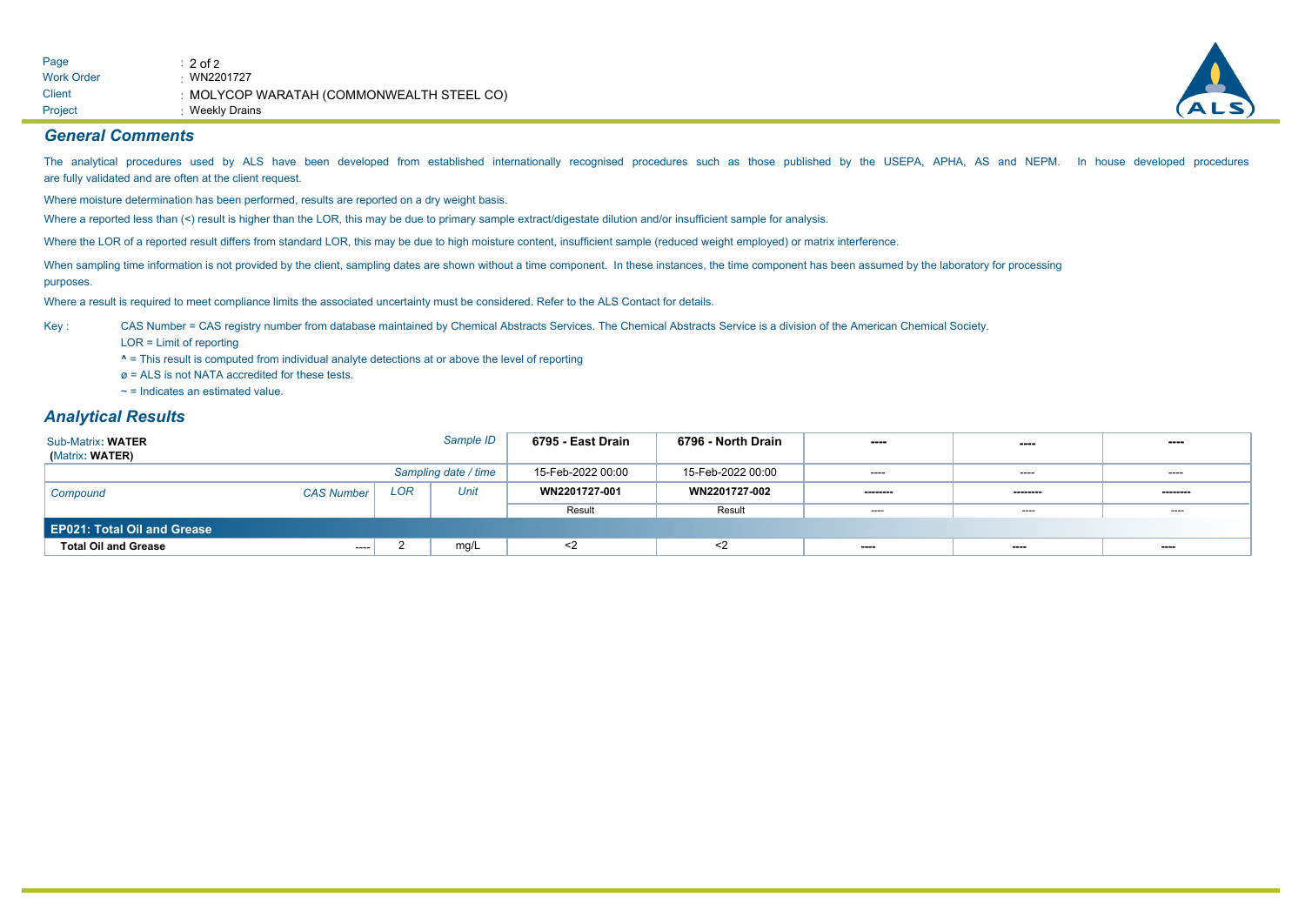## General Comments

The analytical procedures used by ALS have been developed from established internationally recognised procedures such as those published by the USEPA, APHA, AS and NEPM. In house developed procedures are fully validated and are often at the client request.

Where moisture determination has been performed, results are reported on a dry weight basis.

Where a reported less than (<) result is higher than the LOR, this may be due to primary sample extract/digestate dilution and/or insufficient sample for analysis.

Where the LOR of a reported result differs from standard LOR, this may be due to high moisture content, insufficient sample (reduced weight employed) or matrix interference.

When sampling time information is not provided by the client, sampling dates are shown without a time component. In these instances, the time component has been assumed by the laboratory for processing purposes.

Where a result is required to meet compliance limits the associated uncertainty must be considered. Refer to the ALS Contact for details.

Key : CAS Number = CAS registry number from database maintained by Chemical Abstracts Services. The Chemical Abstracts Service is a division of the American Chemical Society.

LOR = Limit of reporting

^ = This result is computed from individual analyte detections at or above the level of reporting

ø = ALS is not NATA accredited for these tests.

~ = Indicates an estimated value.

## Analytical Results

| Sub-Matrix: WATER (Matrix: WATER) | | | Sample ID | 6795 - East Drain | 6796 - North Drain | ---- | ---- | ---- |
|---|---|---|---|---|---|---|---|---|
| | | | Sampling date / time | 15-Feb-2022 00:00 | 15-Feb-2022 00:00 | ---- | ---- | ---- |
| Compound | CAS Number | LOR | Unit | WN2201727-001 | WN2201727-002 | -------- | -------- | -------- |
| | | | | Result | Result | ---- | ---- | ---- |
| **EP021: Total Oil and Grease** | | | | | | | | |
| **Total Oil and Grease** | ---- | 2 | mg/L | <2 | <2 | ---- | ---- | ---- |